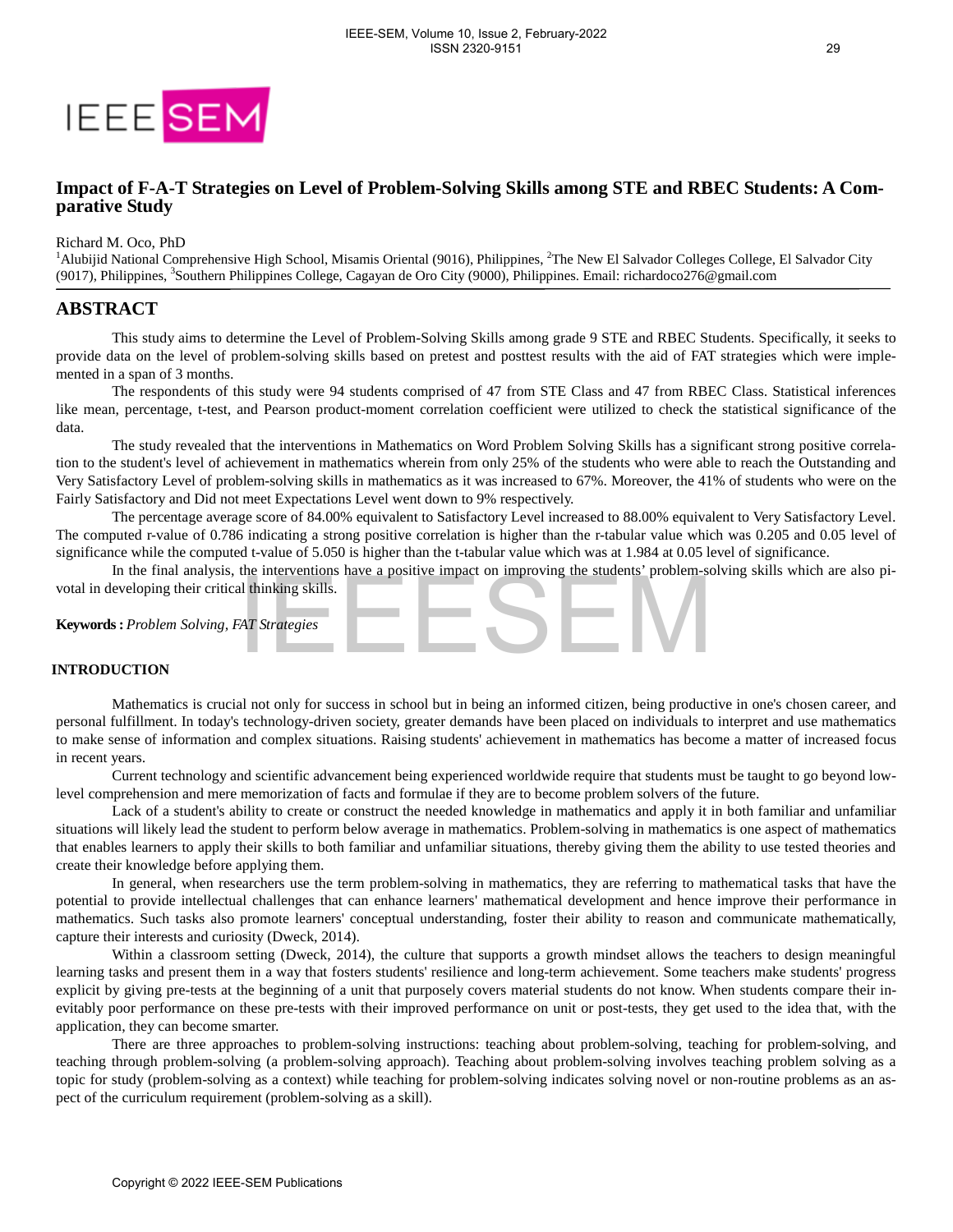# Impact of F-A-T Strategies on Level of Problem-Solving Skills among STE and RBEC Students: A Comparative Study

Richard M. Oco, PhD

[1]Alubijid National Comprehensive High School, Misamis Oriental (9016), Philippines, [2]The New El Salvador Colleges College, El Salvador City (9017), Philippines, [3]Southern Philippines College, Cagayan de Oro City (9000), Philippines. Email: richardoco276@gmail.com

## ABSTRACT

This study aims to determine the Level of Problem-Solving Skills among grade 9 STE and RBEC Students. Specifically, it seeks to provide data on the level of problem-solving skills based on pretest and posttest results with the aid of FAT strategies which were implemented in a span of 3 months.

The respondents of this study were 94 students comprised of 47 from STE Class and 47 from RBEC Class. Statistical inferences like mean, percentage, t-test, and Pearson product-moment correlation coefficient were utilized to check the statistical significance of the data.

The study revealed that the interventions in Mathematics on Word Problem Solving Skills has a significant strong positive correlation to the student's level of achievement in mathematics wherein from only 25% of the students who were able to reach the Outstanding and Very Satisfactory Level of problem-solving skills in mathematics as it was increased to 67%. Moreover, the 41% of students who were on the Fairly Satisfactory and Did not meet Expectations Level went down to 9% respectively.

The percentage average score of 84.00% equivalent to Satisfactory Level increased to 88.00% equivalent to Very Satisfactory Level. The computed r-value of 0.786 indicating a strong positive correlation is higher than the r-tabular value which was 0.205 and 0.05 level of significance while the computed t-value of 5.050 is higher than the t-tabular value which was at 1.984 at 0.05 level of significance.

In the final analysis, the interventions have a positive impact on improving the students' problem-solving skills which are also pivotal in developing their critical thinking skills.

**Keywords :** *Problem Solving, FAT Strategies*

## INTRODUCTION

Mathematics is crucial not only for success in school but in being an informed citizen, being productive in one's chosen career, and personal fulfillment. In today's technology-driven society, greater demands have been placed on individuals to interpret and use mathematics to make sense of information and complex situations. Raising students' achievement in mathematics has become a matter of increased focus in recent years.

Current technology and scientific advancement being experienced worldwide require that students must be taught to go beyond low-level comprehension and mere memorization of facts and formulae if they are to become problem solvers of the future.

Lack of a student's ability to create or construct the needed knowledge in mathematics and apply it in both familiar and unfamiliar situations will likely lead the student to perform below average in mathematics. Problem-solving in mathematics is one aspect of mathematics that enables learners to apply their skills to both familiar and unfamiliar situations, thereby giving them the ability to use tested theories and create their knowledge before applying them.

In general, when researchers use the term problem-solving in mathematics, they are referring to mathematical tasks that have the potential to provide intellectual challenges that can enhance learners' mathematical development and hence improve their performance in mathematics. Such tasks also promote learners' conceptual understanding, foster their ability to reason and communicate mathematically, capture their interests and curiosity (Dweck, 2014).

Within a classroom setting (Dweck, 2014), the culture that supports a growth mindset allows the teachers to design meaningful learning tasks and present them in a way that fosters students' resilience and long-term achievement. Some teachers make students' progress explicit by giving pre-tests at the beginning of a unit that purposely covers material students do not know. When students compare their inevitably poor performance on these pre-tests with their improved performance on unit or post-tests, they get used to the idea that, with the application, they can become smarter.

There are three approaches to problem-solving instructions: teaching about problem-solving, teaching for problem-solving, and teaching through problem-solving (a problem-solving approach). Teaching about problem-solving involves teaching problem solving as a topic for study (problem-solving as a context) while teaching for problem-solving indicates solving novel or non-routine problems as an aspect of the curriculum requirement (problem-solving as a skill).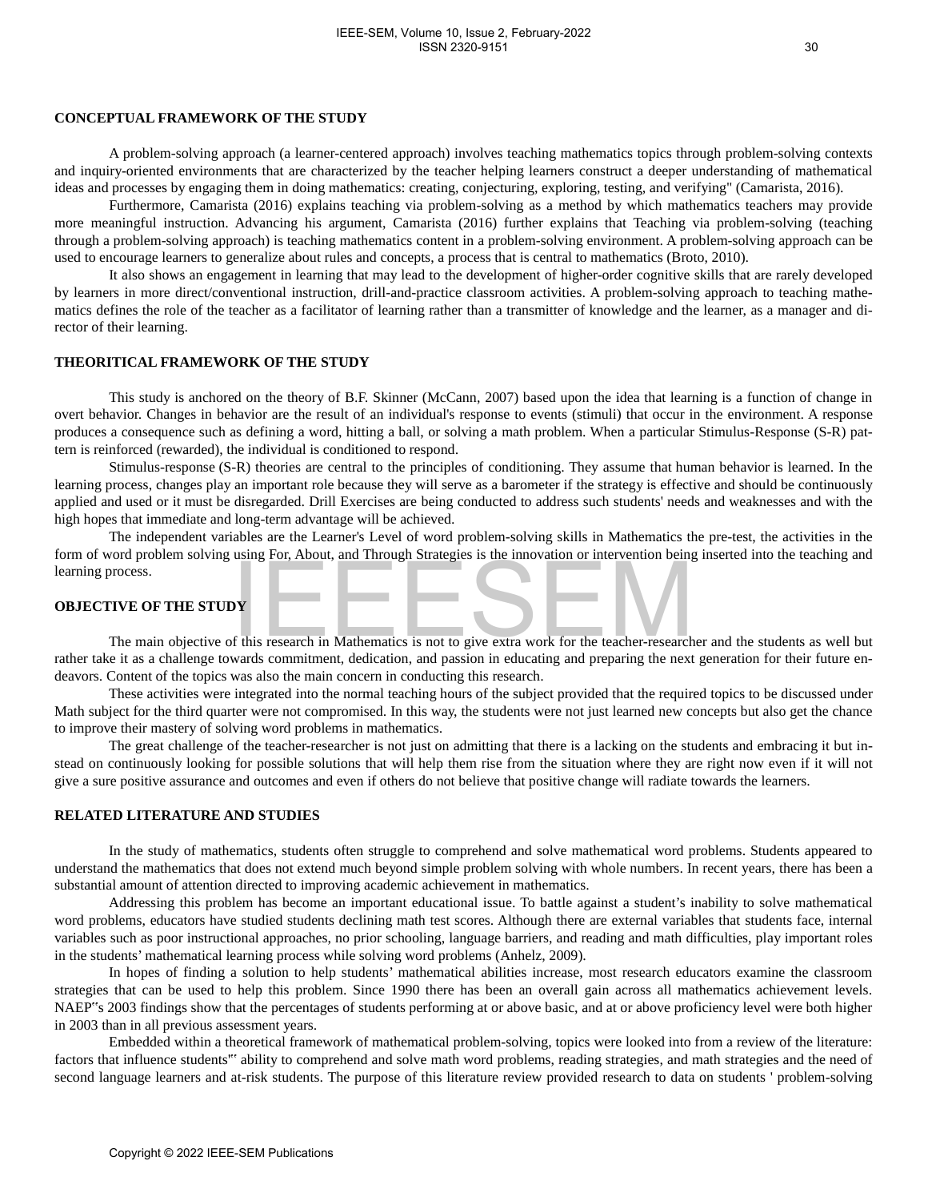## CONCEPTUAL FRAMEWORK OF THE STUDY

A problem-solving approach (a learner-centered approach) involves teaching mathematics topics through problem-solving contexts and inquiry-oriented environments that are characterized by the teacher helping learners construct a deeper understanding of mathematical ideas and processes by engaging them in doing mathematics: creating, conjecturing, exploring, testing, and verifying" (Camarista, 2016).

Furthermore, Camarista (2016) explains teaching via problem-solving as a method by which mathematics teachers may provide more meaningful instruction. Advancing his argument, Camarista (2016) further explains that Teaching via problem-solving (teaching through a problem-solving approach) is teaching mathematics content in a problem-solving environment. A problem-solving approach can be used to encourage learners to generalize about rules and concepts, a process that is central to mathematics (Broto, 2010).

It also shows an engagement in learning that may lead to the development of higher-order cognitive skills that are rarely developed by learners in more direct/conventional instruction, drill-and-practice classroom activities. A problem-solving approach to teaching mathematics defines the role of the teacher as a facilitator of learning rather than a transmitter of knowledge and the learner, as a manager and director of their learning.

## THEORITICAL FRAMEWORK OF THE STUDY

This study is anchored on the theory of B.F. Skinner (McCann, 2007) based upon the idea that learning is a function of change in overt behavior. Changes in behavior are the result of an individual's response to events (stimuli) that occur in the environment. A response produces a consequence such as defining a word, hitting a ball, or solving a math problem. When a particular Stimulus-Response (S-R) pattern is reinforced (rewarded), the individual is conditioned to respond.

Stimulus-response (S-R) theories are central to the principles of conditioning. They assume that human behavior is learned. In the learning process, changes play an important role because they will serve as a barometer if the strategy is effective and should be continuously applied and used or it must be disregarded. Drill Exercises are being conducted to address such students' needs and weaknesses and with the high hopes that immediate and long-term advantage will be achieved.

The independent variables are the Learner's Level of word problem-solving skills in Mathematics the pre-test, the activities in the form of word problem solving using For, About, and Through Strategies is the innovation or intervention being inserted into the teaching and learning process.

## OBJECTIVE OF THE STUDY

The main objective of this research in Mathematics is not to give extra work for the teacher-researcher and the students as well but rather take it as a challenge towards commitment, dedication, and passion in educating and preparing the next generation for their future endeavors. Content of the topics was also the main concern in conducting this research.

These activities were integrated into the normal teaching hours of the subject provided that the required topics to be discussed under Math subject for the third quarter were not compromised. In this way, the students were not just learned new concepts but also get the chance to improve their mastery of solving word problems in mathematics.

The great challenge of the teacher-researcher is not just on admitting that there is a lacking on the students and embracing it but instead on continuously looking for possible solutions that will help them rise from the situation where they are right now even if it will not give a sure positive assurance and outcomes and even if others do not believe that positive change will radiate towards the learners.

## RELATED LITERATURE AND STUDIES

In the study of mathematics, students often struggle to comprehend and solve mathematical word problems. Students appeared to understand the mathematics that does not extend much beyond simple problem solving with whole numbers. In recent years, there has been a substantial amount of attention directed to improving academic achievement in mathematics.

Addressing this problem has become an important educational issue. To battle against a student's inability to solve mathematical word problems, educators have studied students declining math test scores. Although there are external variables that students face, internal variables such as poor instructional approaches, no prior schooling, language barriers, and reading and math difficulties, play important roles in the students' mathematical learning process while solving word problems (Anhelz, 2009).

In hopes of finding a solution to help students' mathematical abilities increase, most research educators examine the classroom strategies that can be used to help this problem. Since 1990 there has been an overall gain across all mathematics achievement levels. NAEP"s 2003 findings show that the percentages of students performing at or above basic, and at or above proficiency level were both higher in 2003 than in all previous assessment years.

Embedded within a theoretical framework of mathematical problem-solving, topics were looked into from a review of the literature: factors that influence students"' ability to comprehend and solve math word problems, reading strategies, and math strategies and the need of second language learners and at-risk students. The purpose of this literature review provided research to data on students ' problem-solving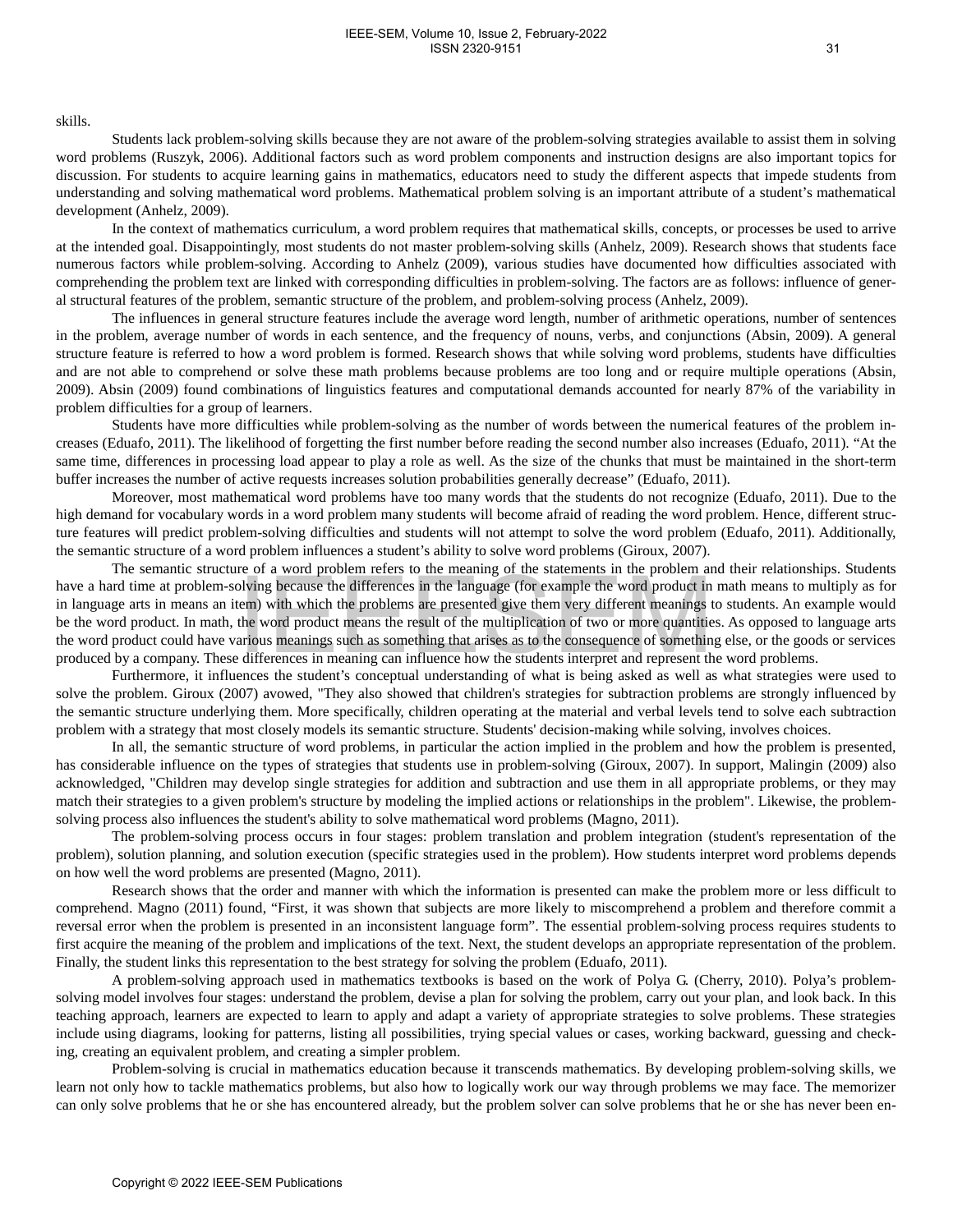skills.

Students lack problem-solving skills because they are not aware of the problem-solving strategies available to assist them in solving word problems (Ruszyk, 2006). Additional factors such as word problem components and instruction designs are also important topics for discussion. For students to acquire learning gains in mathematics, educators need to study the different aspects that impede students from understanding and solving mathematical word problems. Mathematical problem solving is an important attribute of a student's mathematical development (Anhelz, 2009).

In the context of mathematics curriculum, a word problem requires that mathematical skills, concepts, or processes be used to arrive at the intended goal. Disappointingly, most students do not master problem-solving skills (Anhelz, 2009). Research shows that students face numerous factors while problem-solving. According to Anhelz (2009), various studies have documented how difficulties associated with comprehending the problem text are linked with corresponding difficulties in problem-solving. The factors are as follows: influence of general structural features of the problem, semantic structure of the problem, and problem-solving process (Anhelz, 2009).

The influences in general structure features include the average word length, number of arithmetic operations, number of sentences in the problem, average number of words in each sentence, and the frequency of nouns, verbs, and conjunctions (Absin, 2009). A general structure feature is referred to how a word problem is formed. Research shows that while solving word problems, students have difficulties and are not able to comprehend or solve these math problems because problems are too long and or require multiple operations (Absin, 2009). Absin (2009) found combinations of linguistics features and computational demands accounted for nearly 87% of the variability in problem difficulties for a group of learners.

Students have more difficulties while problem-solving as the number of words between the numerical features of the problem increases (Eduafo, 2011). The likelihood of forgetting the first number before reading the second number also increases (Eduafo, 2011). "At the same time, differences in processing load appear to play a role as well. As the size of the chunks that must be maintained in the short-term buffer increases the number of active requests increases solution probabilities generally decrease" (Eduafo, 2011).

Moreover, most mathematical word problems have too many words that the students do not recognize (Eduafo, 2011). Due to the high demand for vocabulary words in a word problem many students will become afraid of reading the word problem. Hence, different structure features will predict problem-solving difficulties and students will not attempt to solve the word problem (Eduafo, 2011). Additionally, the semantic structure of a word problem influences a student's ability to solve word problems (Giroux, 2007).

The semantic structure of a word problem refers to the meaning of the statements in the problem and their relationships. Students have a hard time at problem-solving because the differences in the language (for example the word product in math means to multiply as for in language arts in means an item) with which the problems are presented give them very different meanings to students. An example would be the word product. In math, the word product means the result of the multiplication of two or more quantities. As opposed to language arts the word product could have various meanings such as something that arises as to the consequence of something else, or the goods or services produced by a company. These differences in meaning can influence how the students interpret and represent the word problems.

Furthermore, it influences the student's conceptual understanding of what is being asked as well as what strategies were used to solve the problem. Giroux (2007) avowed, "They also showed that children's strategies for subtraction problems are strongly influenced by the semantic structure underlying them. More specifically, children operating at the material and verbal levels tend to solve each subtraction problem with a strategy that most closely models its semantic structure. Students' decision-making while solving, involves choices.

In all, the semantic structure of word problems, in particular the action implied in the problem and how the problem is presented, has considerable influence on the types of strategies that students use in problem-solving (Giroux, 2007). In support, Malingin (2009) also acknowledged, "Children may develop single strategies for addition and subtraction and use them in all appropriate problems, or they may match their strategies to a given problem's structure by modeling the implied actions or relationships in the problem". Likewise, the problem-solving process also influences the student's ability to solve mathematical word problems (Magno, 2011).

The problem-solving process occurs in four stages: problem translation and problem integration (student's representation of the problem), solution planning, and solution execution (specific strategies used in the problem). How students interpret word problems depends on how well the word problems are presented (Magno, 2011).

Research shows that the order and manner with which the information is presented can make the problem more or less difficult to comprehend. Magno (2011) found, "First, it was shown that subjects are more likely to miscomprehend a problem and therefore commit a reversal error when the problem is presented in an inconsistent language form". The essential problem-solving process requires students to first acquire the meaning of the problem and implications of the text. Next, the student develops an appropriate representation of the problem. Finally, the student links this representation to the best strategy for solving the problem (Eduafo, 2011).

A problem-solving approach used in mathematics textbooks is based on the work of Polya G. (Cherry, 2010). Polya's problem-solving model involves four stages: understand the problem, devise a plan for solving the problem, carry out your plan, and look back. In this teaching approach, learners are expected to learn to apply and adapt a variety of appropriate strategies to solve problems. These strategies include using diagrams, looking for patterns, listing all possibilities, trying special values or cases, working backward, guessing and checking, creating an equivalent problem, and creating a simpler problem.

Problem-solving is crucial in mathematics education because it transcends mathematics. By developing problem-solving skills, we learn not only how to tackle mathematics problems, but also how to logically work our way through problems we may face. The memorizer can only solve problems that he or she has encountered already, but the problem solver can solve problems that he or she has never been en-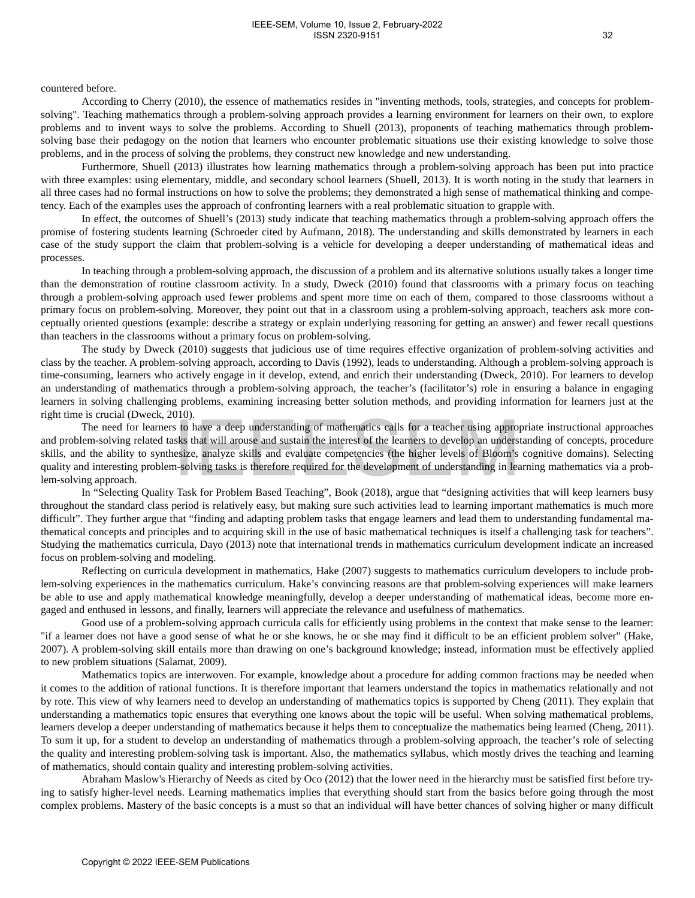countered before.

According to Cherry (2010), the essence of mathematics resides in "inventing methods, tools, strategies, and concepts for problem-solving". Teaching mathematics through a problem-solving approach provides a learning environment for learners on their own, to explore problems and to invent ways to solve the problems. According to Shuell (2013), proponents of teaching mathematics through problem-solving base their pedagogy on the notion that learners who encounter problematic situations use their existing knowledge to solve those problems, and in the process of solving the problems, they construct new knowledge and new understanding.

Furthermore, Shuell (2013) illustrates how learning mathematics through a problem-solving approach has been put into practice with three examples: using elementary, middle, and secondary school learners (Shuell, 2013). It is worth noting in the study that learners in all three cases had no formal instructions on how to solve the problems; they demonstrated a high sense of mathematical thinking and competency. Each of the examples uses the approach of confronting learners with a real problematic situation to grapple with.

In effect, the outcomes of Shuell's (2013) study indicate that teaching mathematics through a problem-solving approach offers the promise of fostering students learning (Schroeder cited by Aufmann, 2018). The understanding and skills demonstrated by learners in each case of the study support the claim that problem-solving is a vehicle for developing a deeper understanding of mathematical ideas and processes.

In teaching through a problem-solving approach, the discussion of a problem and its alternative solutions usually takes a longer time than the demonstration of routine classroom activity. In a study, Dweck (2010) found that classrooms with a primary focus on teaching through a problem-solving approach used fewer problems and spent more time on each of them, compared to those classrooms without a primary focus on problem-solving. Moreover, they point out that in a classroom using a problem-solving approach, teachers ask more conceptually oriented questions (example: describe a strategy or explain underlying reasoning for getting an answer) and fewer recall questions than teachers in the classrooms without a primary focus on problem-solving.

The study by Dweck (2010) suggests that judicious use of time requires effective organization of problem-solving activities and class by the teacher. A problem-solving approach, according to Davis (1992), leads to understanding. Although a problem-solving approach is time-consuming, learners who actively engage in it develop, extend, and enrich their understanding (Dweck, 2010). For learners to develop an understanding of mathematics through a problem-solving approach, the teacher's (facilitator's) role in ensuring a balance in engaging learners in solving challenging problems, examining increasing better solution methods, and providing information for learners just at the right time is crucial (Dweck, 2010).

The need for learners to have a deep understanding of mathematics calls for a teacher using appropriate instructional approaches and problem-solving related tasks that will arouse and sustain the interest of the learners to develop an understanding of concepts, procedure skills, and the ability to synthesize, analyze skills and evaluate competencies (the higher levels of Bloom's cognitive domains). Selecting quality and interesting problem-solving tasks is therefore required for the development of understanding in learning mathematics via a problem-solving approach.

In "Selecting Quality Task for Problem Based Teaching", Book (2018), argue that "designing activities that will keep learners busy throughout the standard class period is relatively easy, but making sure such activities lead to learning important mathematics is much more difficult". They further argue that "finding and adapting problem tasks that engage learners and lead them to understanding fundamental mathematical concepts and principles and to acquiring skill in the use of basic mathematical techniques is itself a challenging task for teachers". Studying the mathematics curricula, Dayo (2013) note that international trends in mathematics curriculum development indicate an increased focus on problem-solving and modeling.

Reflecting on curricula development in mathematics, Hake (2007) suggests to mathematics curriculum developers to include problem-solving experiences in the mathematics curriculum. Hake's convincing reasons are that problem-solving experiences will make learners be able to use and apply mathematical knowledge meaningfully, develop a deeper understanding of mathematical ideas, become more engaged and enthused in lessons, and finally, learners will appreciate the relevance and usefulness of mathematics.

Good use of a problem-solving approach curricula calls for efficiently using problems in the context that make sense to the learner: "if a learner does not have a good sense of what he or she knows, he or she may find it difficult to be an efficient problem solver" (Hake, 2007). A problem-solving skill entails more than drawing on one's background knowledge; instead, information must be effectively applied to new problem situations (Salamat, 2009).

Mathematics topics are interwoven. For example, knowledge about a procedure for adding common fractions may be needed when it comes to the addition of rational functions. It is therefore important that learners understand the topics in mathematics relationally and not by rote. This view of why learners need to develop an understanding of mathematics topics is supported by Cheng (2011). They explain that understanding a mathematics topic ensures that everything one knows about the topic will be useful. When solving mathematical problems, learners develop a deeper understanding of mathematics because it helps them to conceptualize the mathematics being learned (Cheng, 2011). To sum it up, for a student to develop an understanding of mathematics through a problem-solving approach, the teacher's role of selecting the quality and interesting problem-solving task is important. Also, the mathematics syllabus, which mostly drives the teaching and learning of mathematics, should contain quality and interesting problem-solving activities.

Abraham Maslow's Hierarchy of Needs as cited by Oco (2012) that the lower need in the hierarchy must be satisfied first before trying to satisfy higher-level needs. Learning mathematics implies that everything should start from the basics before going through the most complex problems. Mastery of the basic concepts is a must so that an individual will have better chances of solving higher or many difficult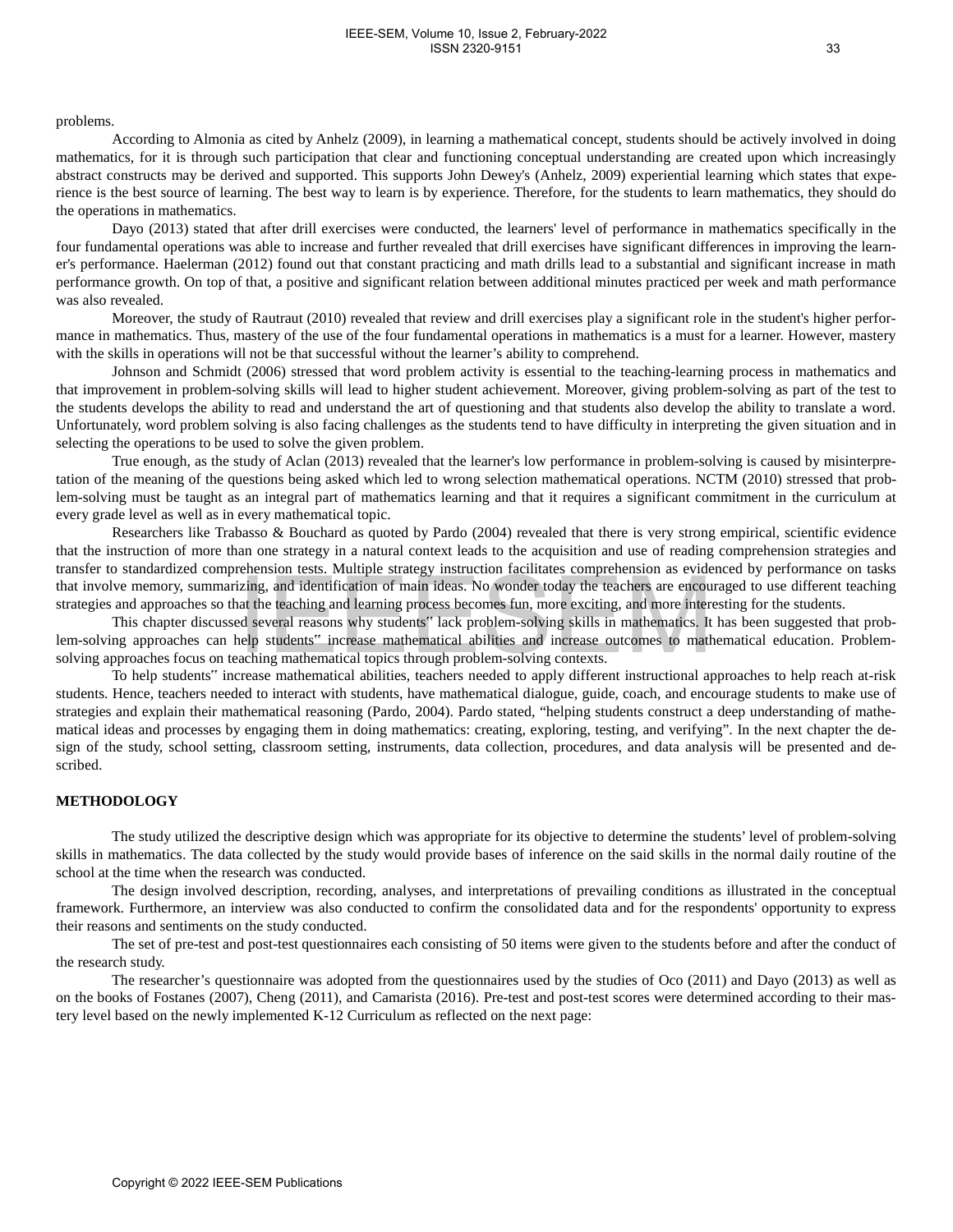problems.

According to Almonia as cited by Anhelz (2009), in learning a mathematical concept, students should be actively involved in doing mathematics, for it is through such participation that clear and functioning conceptual understanding are created upon which increasingly abstract constructs may be derived and supported. This supports John Dewey's (Anhelz, 2009) experiential learning which states that experience is the best source of learning. The best way to learn is by experience. Therefore, for the students to learn mathematics, they should do the operations in mathematics.

Dayo (2013) stated that after drill exercises were conducted, the learners' level of performance in mathematics specifically in the four fundamental operations was able to increase and further revealed that drill exercises have significant differences in improving the learner's performance. Haelerman (2012) found out that constant practicing and math drills lead to a substantial and significant increase in math performance growth. On top of that, a positive and significant relation between additional minutes practiced per week and math performance was also revealed.

Moreover, the study of Rautraut (2010) revealed that review and drill exercises play a significant role in the student's higher performance in mathematics. Thus, mastery of the use of the four fundamental operations in mathematics is a must for a learner. However, mastery with the skills in operations will not be that successful without the learner's ability to comprehend.

Johnson and Schmidt (2006) stressed that word problem activity is essential to the teaching-learning process in mathematics and that improvement in problem-solving skills will lead to higher student achievement. Moreover, giving problem-solving as part of the test to the students develops the ability to read and understand the art of questioning and that students also develop the ability to translate a word. Unfortunately, word problem solving is also facing challenges as the students tend to have difficulty in interpreting the given situation and in selecting the operations to be used to solve the given problem.

True enough, as the study of Aclan (2013) revealed that the learner's low performance in problem-solving is caused by misinterpretation of the meaning of the questions being asked which led to wrong selection mathematical operations. NCTM (2010) stressed that problem-solving must be taught as an integral part of mathematics learning and that it requires a significant commitment in the curriculum at every grade level as well as in every mathematical topic.

Researchers like Trabasso & Bouchard as quoted by Pardo (2004) revealed that there is very strong empirical, scientific evidence that the instruction of more than one strategy in a natural context leads to the acquisition and use of reading comprehension strategies and transfer to standardized comprehension tests. Multiple strategy instruction facilitates comprehension as evidenced by performance on tasks that involve memory, summarizing, and identification of main ideas. No wonder today the teachers are encouraged to use different teaching strategies and approaches so that the teaching and learning process becomes fun, more exciting, and more interesting for the students.

This chapter discussed several reasons why students" lack problem-solving skills in mathematics. It has been suggested that problem-solving approaches can help students" increase mathematical abilities and increase outcomes to mathematical education. Problem-solving approaches focus on teaching mathematical topics through problem-solving contexts.

To help students" increase mathematical abilities, teachers needed to apply different instructional approaches to help reach at-risk students. Hence, teachers needed to interact with students, have mathematical dialogue, guide, coach, and encourage students to make use of strategies and explain their mathematical reasoning (Pardo, 2004). Pardo stated, "helping students construct a deep understanding of mathematical ideas and processes by engaging them in doing mathematics: creating, exploring, testing, and verifying". In the next chapter the design of the study, school setting, classroom setting, instruments, data collection, procedures, and data analysis will be presented and described.

## METHODOLOGY

The study utilized the descriptive design which was appropriate for its objective to determine the students' level of problem-solving skills in mathematics. The data collected by the study would provide bases of inference on the said skills in the normal daily routine of the school at the time when the research was conducted.

The design involved description, recording, analyses, and interpretations of prevailing conditions as illustrated in the conceptual framework. Furthermore, an interview was also conducted to confirm the consolidated data and for the respondents' opportunity to express their reasons and sentiments on the study conducted.

The set of pre-test and post-test questionnaires each consisting of 50 items were given to the students before and after the conduct of the research study.

The researcher's questionnaire was adopted from the questionnaires used by the studies of Oco (2011) and Dayo (2013) as well as on the books of Fostanes (2007), Cheng (2011), and Camarista (2016). Pre-test and post-test scores were determined according to their mastery level based on the newly implemented K-12 Curriculum as reflected on the next page: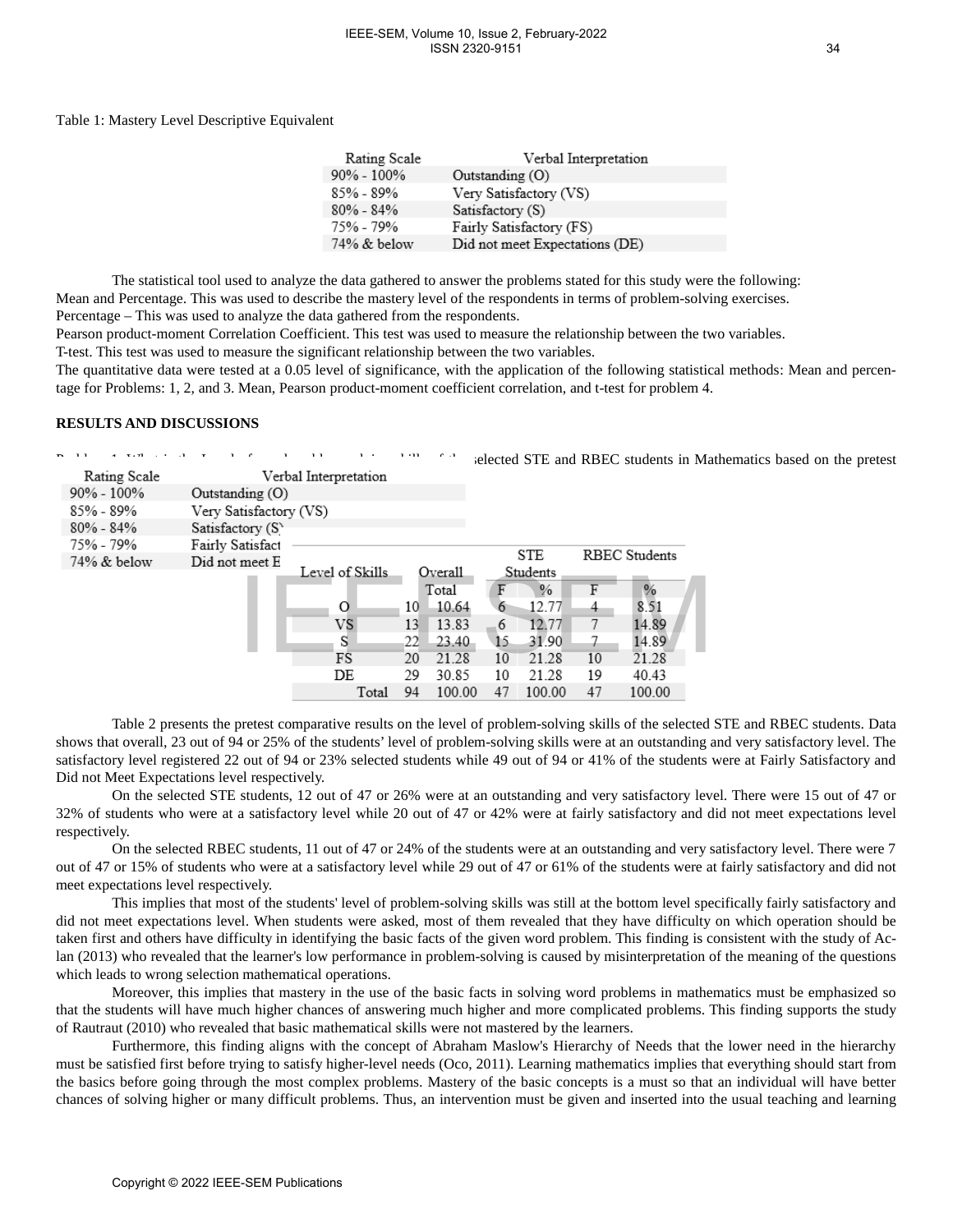Table 1: Mastery Level Descriptive Equivalent

| Rating Scale | Verbal Interpretation |
|---|---|
| 90% - 100% | Outstanding (O) |
| 85% - 89% | Very Satisfactory (VS) |
| 80% - 84% | Satisfactory (S) |
| 75% - 79% | Fairly Satisfactory (FS) |
| 74% & below | Did not meet Expectations (DE) |

The statistical tool used to analyze the data gathered to answer the problems stated for this study were the following:
Mean and Percentage. This was used to describe the mastery level of the respondents in terms of problem-solving exercises.
Percentage – This was used to analyze the data gathered from the respondents.
Pearson product-moment Correlation Coefficient. This test was used to measure the relationship between the two variables.
T-test. This test was used to measure the significant relationship between the two variables.
The quantitative data were tested at a 0.05 level of significance, with the application of the following statistical methods: Mean and percentage for Problems: 1, 2, and 3. Mean, Pearson product-moment coefficient correlation, and t-test for problem 4.

## RESULTS AND DISCUSSIONS

Problem 1: What is the Level of word problem-solving skills of the selected STE and RBEC students in Mathematics based on the pretest

| Rating Scale | Verbal Interpretation |
|---|---|
| 90% - 100% | Outstanding (O) |
| 85% - 89% | Very Satisfactory (VS) |
| 80% - 84% | Satisfactory (S) |
| 75% - 79% | Fairly Satisfactory (FS) |
| 74% & below | Did not meet Expectations (DE) |

| Level of Skills | Overall | | STE Students | | RBEC Students | |
|---|---|---|---|---|---|---|
| | | Total | F | % | F | % |
| O | 10 | 10.64 | 6 | 12.77 | 4 | 8.51 |
| VS | 13 | 13.83 | 6 | 12.77 | 7 | 14.89 |
| S | 22 | 23.40 | 15 | 31.90 | 7 | 14.89 |
| FS | 20 | 21.28 | 10 | 21.28 | 10 | 21.28 |
| DE | 29 | 30.85 | 10 | 21.28 | 19 | 40.43 |
| Total | 94 | 100.00 | 47 | 100.00 | 47 | 100.00 |

Table 2 presents the pretest comparative results on the level of problem-solving skills of the selected STE and RBEC students. Data shows that overall, 23 out of 94 or 25% of the students' level of problem-solving skills were at an outstanding and very satisfactory level. The satisfactory level registered 22 out of 94 or 23% selected students while 49 out of 94 or 41% of the students were at Fairly Satisfactory and Did not Meet Expectations level respectively.

On the selected STE students, 12 out of 47 or 26% were at an outstanding and very satisfactory level. There were 15 out of 47 or 32% of students who were at a satisfactory level while 20 out of 47 or 42% were at fairly satisfactory and did not meet expectations level respectively.

On the selected RBEC students, 11 out of 47 or 24% of the students were at an outstanding and very satisfactory level. There were 7 out of 47 or 15% of students who were at a satisfactory level while 29 out of 47 or 61% of the students were at fairly satisfactory and did not meet expectations level respectively.

This implies that most of the students' level of problem-solving skills was still at the bottom level specifically fairly satisfactory and did not meet expectations level. When students were asked, most of them revealed that they have difficulty on which operation should be taken first and others have difficulty in identifying the basic facts of the given word problem. This finding is consistent with the study of Aclan (2013) who revealed that the learner's low performance in problem-solving is caused by misinterpretation of the meaning of the questions which leads to wrong selection mathematical operations.

Moreover, this implies that mastery in the use of the basic facts in solving word problems in mathematics must be emphasized so that the students will have much higher chances of answering much higher and more complicated problems. This finding supports the study of Rautraut (2010) who revealed that basic mathematical skills were not mastered by the learners.

Furthermore, this finding aligns with the concept of Abraham Maslow's Hierarchy of Needs that the lower need in the hierarchy must be satisfied first before trying to satisfy higher-level needs (Oco, 2011). Learning mathematics implies that everything should start from the basics before going through the most complex problems. Mastery of the basic concepts is a must so that an individual will have better chances of solving higher or many difficult problems. Thus, an intervention must be given and inserted into the usual teaching and learning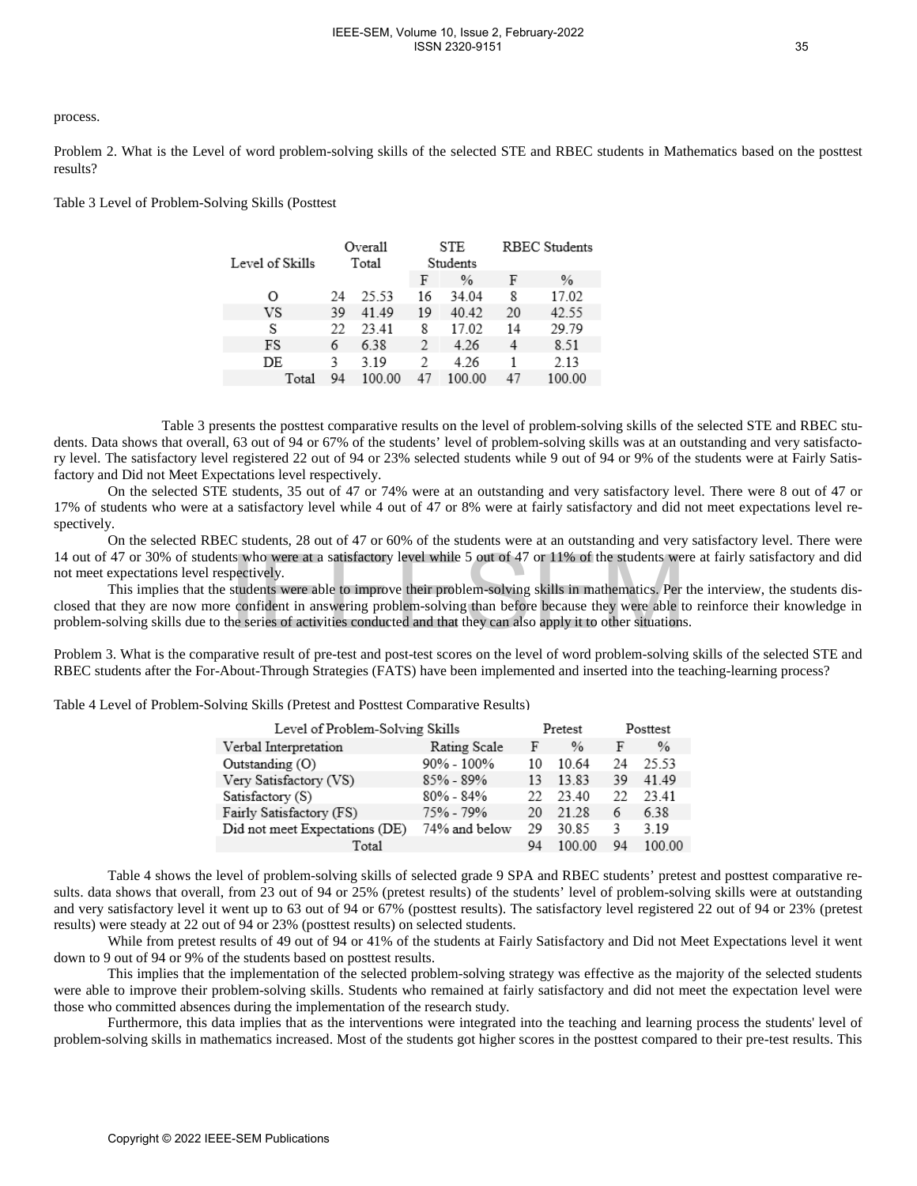process.

Problem 2. What is the Level of word problem-solving skills of the selected STE and RBEC students in Mathematics based on the posttest results?

Table 3 Level of Problem-Solving Skills (Posttest

| Level of Skills | Overall Total | | STE Students | | RBEC Students | |
|---|---|---|---|---|---|---|
| | | | F | % | F | % |
| O | 24 | 25.53 | 16 | 34.04 | 8 | 17.02 |
| VS | 39 | 41.49 | 19 | 40.42 | 20 | 42.55 |
| S | 22 | 23.41 | 8 | 17.02 | 14 | 29.79 |
| FS | 6 | 6.38 | 2 | 4.26 | 4 | 8.51 |
| DE | 3 | 3.19 | 2 | 4.26 | 1 | 2.13 |
| Total | 94 | 100.00 | 47 | 100.00 | 47 | 100.00 |

Table 3 presents the posttest comparative results on the level of problem-solving skills of the selected STE and RBEC students. Data shows that overall, 63 out of 94 or 67% of the students' level of problem-solving skills was at an outstanding and very satisfactory level. The satisfactory level registered 22 out of 94 or 23% selected students while 9 out of 94 or 9% of the students were at Fairly Satisfactory and Did not Meet Expectations level respectively.

On the selected STE students, 35 out of 47 or 74% were at an outstanding and very satisfactory level. There were 8 out of 47 or 17% of students who were at a satisfactory level while 4 out of 47 or 8% were at fairly satisfactory and did not meet expectations level respectively.

On the selected RBEC students, 28 out of 47 or 60% of the students were at an outstanding and very satisfactory level. There were 14 out of 47 or 30% of students who were at a satisfactory level while 5 out of 47 or 11% of the students were at fairly satisfactory and did not meet expectations level respectively.

This implies that the students were able to improve their problem-solving skills in mathematics. Per the interview, the students disclosed that they are now more confident in answering problem-solving than before because they were able to reinforce their knowledge in problem-solving skills due to the series of activities conducted and that they can also apply it to other situations.

Problem 3. What is the comparative result of pre-test and post-test scores on the level of word problem-solving skills of the selected STE and RBEC students after the For-About-Through Strategies (FATS) have been implemented and inserted into the teaching-learning process?

Table 4 Level of Problem-Solving Skills (Pretest and Posttest Comparative Results)

| Level of Problem-Solving Skills | | Pretest | | Posttest | |
|---|---|---|---|---|---|
| Verbal Interpretation | Rating Scale | F | % | F | % |
| Outstanding (O) | 90% - 100% | 10 | 10.64 | 24 | 25.53 |
| Very Satisfactory (VS) | 85% - 89% | 13 | 13.83 | 39 | 41.49 |
| Satisfactory (S) | 80% - 84% | 22 | 23.40 | 22 | 23.41 |
| Fairly Satisfactory (FS) | 75% - 79% | 20 | 21.28 | 6 | 6.38 |
| Did not meet Expectations (DE) | 74% and below | 29 | 30.85 | 3 | 3.19 |
| Total | | 94 | 100.00 | 94 | 100.00 |

Table 4 shows the level of problem-solving skills of selected grade 9 SPA and RBEC students' pretest and posttest comparative results. data shows that overall, from 23 out of 94 or 25% (pretest results) of the students' level of problem-solving skills were at outstanding and very satisfactory level it went up to 63 out of 94 or 67% (posttest results). The satisfactory level registered 22 out of 94 or 23% (pretest results) were steady at 22 out of 94 or 23% (posttest results) on selected students.

While from pretest results of 49 out of 94 or 41% of the students at Fairly Satisfactory and Did not Meet Expectations level it went down to 9 out of 94 or 9% of the students based on posttest results.

This implies that the implementation of the selected problem-solving strategy was effective as the majority of the selected students were able to improve their problem-solving skills. Students who remained at fairly satisfactory and did not meet the expectation level were those who committed absences during the implementation of the research study.

Furthermore, this data implies that as the interventions were integrated into the teaching and learning process the students' level of problem-solving skills in mathematics increased. Most of the students got higher scores in the posttest compared to their pre-test results. This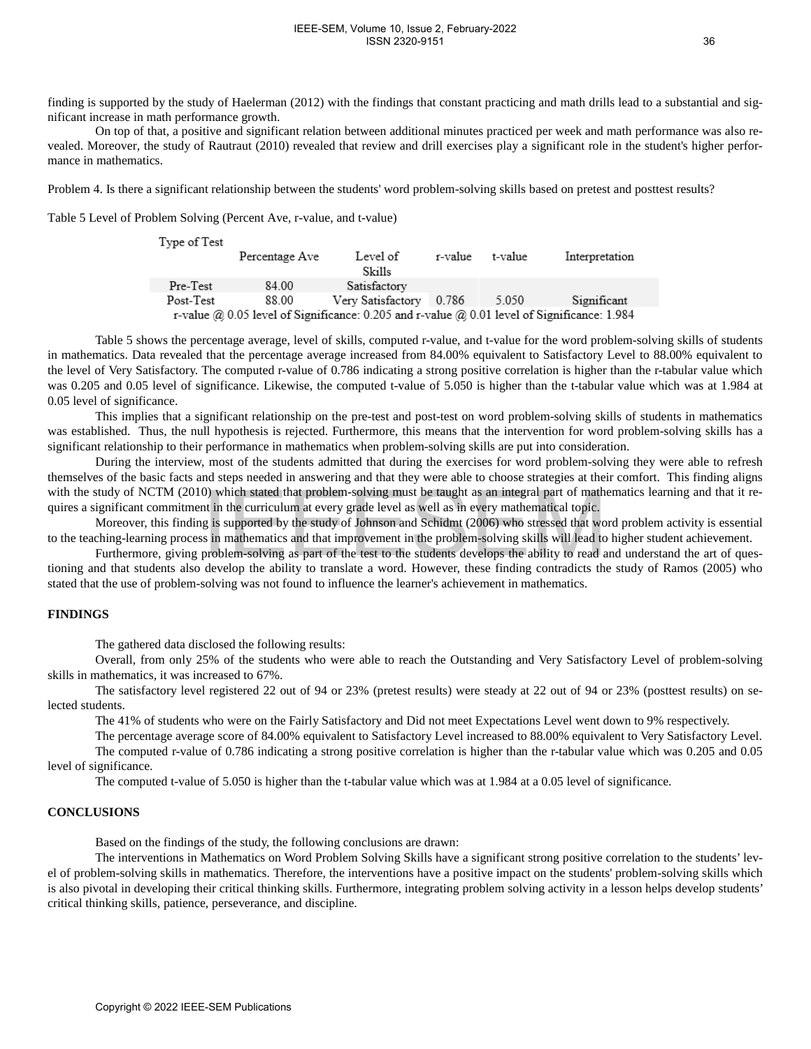finding is supported by the study of Haelerman (2012) with the findings that constant practicing and math drills lead to a substantial and significant increase in math performance growth.

On top of that, a positive and significant relation between additional minutes practiced per week and math performance was also revealed. Moreover, the study of Rautraut (2010) revealed that review and drill exercises play a significant role in the student's higher performance in mathematics.

Problem 4. Is there a significant relationship between the students' word problem-solving skills based on pretest and posttest results?

Table 5 Level of Problem Solving (Percent Ave, r-value, and t-value)

| Type of Test | Percentage Ave | Level of Skills | r-value | t-value | Interpretation |
|---|---|---|---|---|---|
| Pre-Test | 84.00 | Satisfactory | | | |
| Post-Test | 88.00 | Very Satisfactory | 0.786 | 5.050 | Significant |

r-value @ 0.05 level of Significance: 0.205 and r-value @ 0.01 level of Significance: 1.984

Table 5 shows the percentage average, level of skills, computed r-value, and t-value for the word problem-solving skills of students in mathematics. Data revealed that the percentage average increased from 84.00% equivalent to Satisfactory Level to 88.00% equivalent to the level of Very Satisfactory. The computed r-value of 0.786 indicating a strong positive correlation is higher than the r-tabular value which was 0.205 and 0.05 level of significance. Likewise, the computed t-value of 5.050 is higher than the t-tabular value which was at 1.984 at 0.05 level of significance.

This implies that a significant relationship on the pre-test and post-test on word problem-solving skills of students in mathematics was established. Thus, the null hypothesis is rejected. Furthermore, this means that the intervention for word problem-solving skills has a significant relationship to their performance in mathematics when problem-solving skills are put into consideration.

During the interview, most of the students admitted that during the exercises for word problem-solving they were able to refresh themselves of the basic facts and steps needed in answering and that they were able to choose strategies at their comfort. This finding aligns with the study of NCTM (2010) which stated that problem-solving must be taught as an integral part of mathematics learning and that it requires a significant commitment in the curriculum at every grade level as well as in every mathematical topic.

Moreover, this finding is supported by the study of Johnson and Schidmt (2006) who stressed that word problem activity is essential to the teaching-learning process in mathematics and that improvement in the problem-solving skills will lead to higher student achievement.

Furthermore, giving problem-solving as part of the test to the students develops the ability to read and understand the art of questioning and that students also develop the ability to translate a word. However, these finding contradicts the study of Ramos (2005) who stated that the use of problem-solving was not found to influence the learner's achievement in mathematics.

## FINDINGS

The gathered data disclosed the following results:

Overall, from only 25% of the students who were able to reach the Outstanding and Very Satisfactory Level of problem-solving skills in mathematics, it was increased to 67%.

The satisfactory level registered 22 out of 94 or 23% (pretest results) were steady at 22 out of 94 or 23% (posttest results) on selected students.

The 41% of students who were on the Fairly Satisfactory and Did not meet Expectations Level went down to 9% respectively.

The percentage average score of 84.00% equivalent to Satisfactory Level increased to 88.00% equivalent to Very Satisfactory Level.

The computed r-value of 0.786 indicating a strong positive correlation is higher than the r-tabular value which was 0.205 and 0.05 level of significance.

The computed t-value of 5.050 is higher than the t-tabular value which was at 1.984 at a 0.05 level of significance.

## CONCLUSIONS

Based on the findings of the study, the following conclusions are drawn:

The interventions in Mathematics on Word Problem Solving Skills have a significant strong positive correlation to the students' level of problem-solving skills in mathematics. Therefore, the interventions have a positive impact on the students' problem-solving skills which is also pivotal in developing their critical thinking skills. Furthermore, integrating problem solving activity in a lesson helps develop students' critical thinking skills, patience, perseverance, and discipline.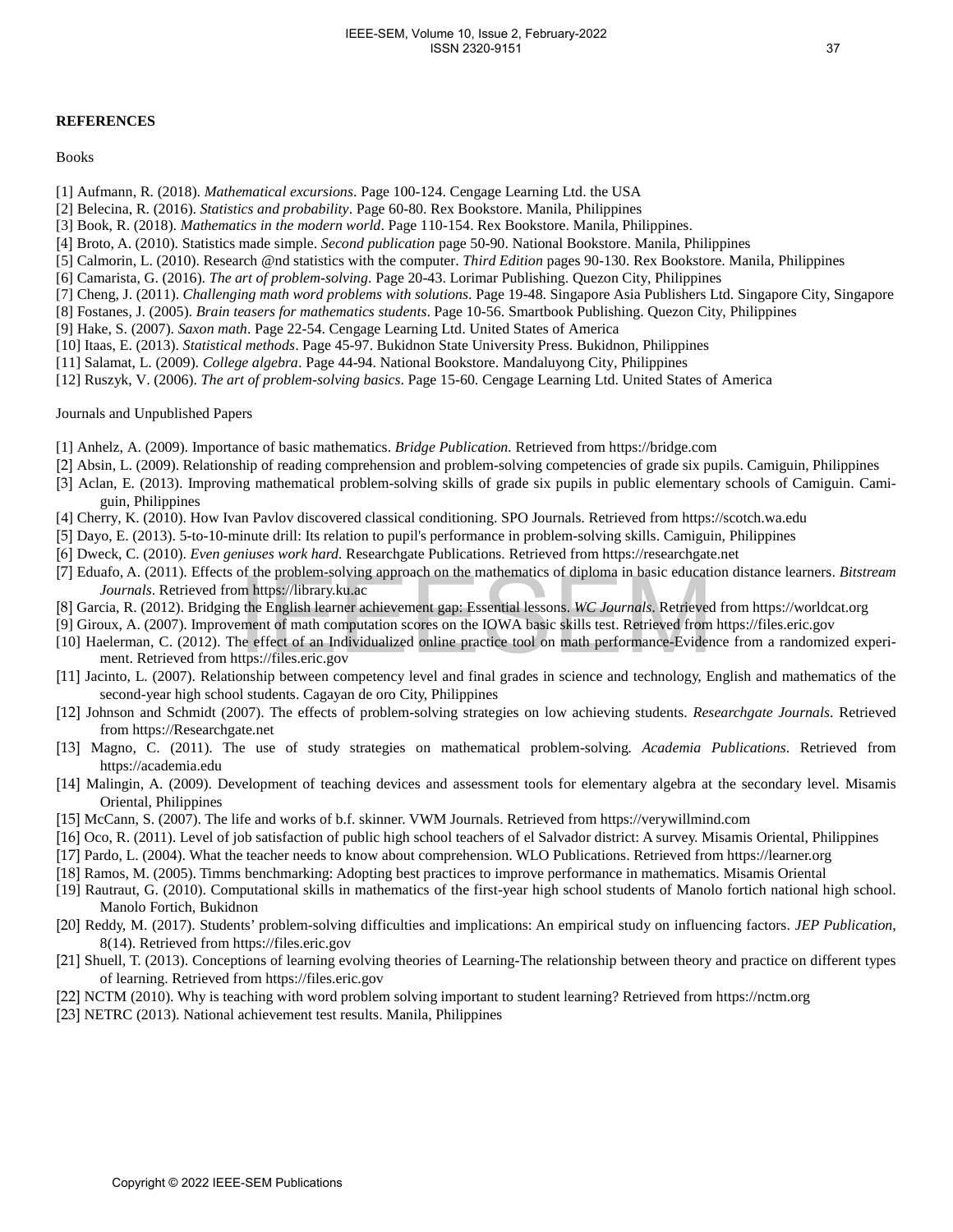**REFERENCES**

Books

[1] Aufmann, R. (2018). *Mathematical excursions*. Page 100-124. Cengage Learning Ltd. the USA
[2] Belecina, R. (2016). *Statistics and probability*. Page 60-80. Rex Bookstore. Manila, Philippines
[3] Book, R. (2018). *Mathematics in the modern world*. Page 110-154. Rex Bookstore. Manila, Philippines.
[4] Broto, A. (2010). Statistics made simple. *Second publication* page 50-90. National Bookstore. Manila, Philippines
[5] Calmorin, L. (2010). Research @nd statistics with the computer. *Third Edition* pages 90-130. Rex Bookstore. Manila, Philippines
[6] Camarista, G. (2016). *The art of problem-solving*. Page 20-43. Lorimar Publishing. Quezon City, Philippines
[7] Cheng, J. (2011). *Challenging math word problems with solutions*. Page 19-48. Singapore Asia Publishers Ltd. Singapore City, Singapore
[8] Fostanes, J. (2005). *Brain teasers for mathematics students*. Page 10-56. Smartbook Publishing. Quezon City, Philippines
[9] Hake, S. (2007). *Saxon math*. Page 22-54. Cengage Learning Ltd. United States of America
[10] Itaas, E. (2013). *Statistical methods*. Page 45-97. Bukidnon State University Press. Bukidnon, Philippines
[11] Salamat, L. (2009). *College algebra*. Page 44-94. National Bookstore. Mandaluyong City, Philippines
[12] Ruszyk, V. (2006). *The art of problem-solving basics*. Page 15-60. Cengage Learning Ltd. United States of America

Journals and Unpublished Papers

[1] Anhelz, A. (2009). Importance of basic mathematics. *Bridge Publication.* Retrieved from https://bridge.com
[2] Absin, L. (2009). Relationship of reading comprehension and problem-solving competencies of grade six pupils. Camiguin, Philippines
[3] Aclan, E. (2013). Improving mathematical problem-solving skills of grade six pupils in public elementary schools of Camiguin. Camiguin, Philippines
[4] Cherry, K. (2010). How Ivan Pavlov discovered classical conditioning. SPO Journals. Retrieved from https://scotch.wa.edu
[5] Dayo, E. (2013). 5-to-10-minute drill: Its relation to pupil's performance in problem-solving skills. Camiguin, Philippines
[6] Dweck, C. (2010). *Even geniuses work hard*. Researchgate Publications. Retrieved from https://researchgate.net
[7] Eduafo, A. (2011). Effects of the problem-solving approach on the mathematics of diploma in basic education distance learners. *Bitstream Journals*. Retrieved from https://library.ku.ac
[8] Garcia, R. (2012). Bridging the English learner achievement gap: Essential lessons. *WC Journals*. Retrieved from https://worldcat.org
[9] Giroux, A. (2007). Improvement of math computation scores on the IOWA basic skills test. Retrieved from https://files.eric.gov
[10] Haelerman, C. (2012). The effect of an Individualized online practice tool on math performance-Evidence from a randomized experiment. Retrieved from https://files.eric.gov
[11] Jacinto, L. (2007). Relationship between competency level and final grades in science and technology, English and mathematics of the second-year high school students. Cagayan de oro City, Philippines
[12] Johnson and Schmidt (2007). The effects of problem-solving strategies on low achieving students. *Researchgate Journals*. Retrieved from https://Researchgate.net
[13] Magno, C. (2011). The use of study strategies on mathematical problem-solving. *Academia Publications*. Retrieved from https://academia.edu
[14] Malingin, A. (2009). Development of teaching devices and assessment tools for elementary algebra at the secondary level. Misamis Oriental, Philippines
[15] McCann, S. (2007). The life and works of b.f. skinner. VWM Journals. Retrieved from https://verywillmind.com
[16] Oco, R. (2011). Level of job satisfaction of public high school teachers of el Salvador district: A survey. Misamis Oriental, Philippines
[17] Pardo, L. (2004). What the teacher needs to know about comprehension. WLO Publications. Retrieved from https://learner.org
[18] Ramos, M. (2005). Timms benchmarking: Adopting best practices to improve performance in mathematics. Misamis Oriental
[19] Rautraut, G. (2010). Computational skills in mathematics of the first-year high school students of Manolo fortich national high school. Manolo Fortich, Bukidnon
[20] Reddy, M. (2017). Students' problem-solving difficulties and implications: An empirical study on influencing factors. *JEP Publication*, 8(14). Retrieved from https://files.eric.gov
[21] Shuell, T. (2013). Conceptions of learning evolving theories of Learning-The relationship between theory and practice on different types of learning. Retrieved from https://files.eric.gov
[22] NCTM (2010). Why is teaching with word problem solving important to student learning? Retrieved from https://nctm.org
[23] NETRC (2013). National achievement test results. Manila, Philippines